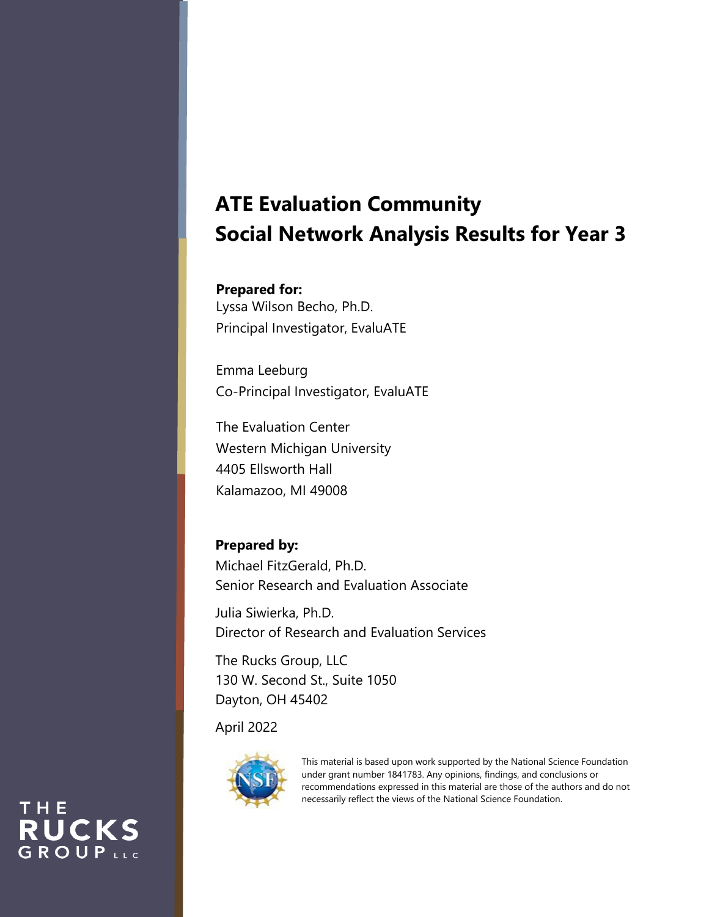# ATE Evaluation Community Social Network Analysis Results for Year 3

**Prepared for:**
Lyssa Wilson Becho, Ph.D.
Principal Investigator, EvaluATE

Emma Leeburg
Co-Principal Investigator, EvaluATE

The Evaluation Center
Western Michigan University
4405 Ellsworth Hall
Kalamazoo, MI 49008

**Prepared by:**
Michael FitzGerald, Ph.D.
Senior Research and Evaluation Associate

Julia Siwierka, Ph.D.
Director of Research and Evaluation Services

The Rucks Group, LLC
130 W. Second St., Suite 1050
Dayton, OH 45402

April 2022

This material is based upon work supported by the National Science Foundation under grant number 1841783. Any opinions, findings, and conclusions or recommendations expressed in this material are those of the authors and do not necessarily reflect the views of the National Science Foundation.

THE RUCKS GROUP LLC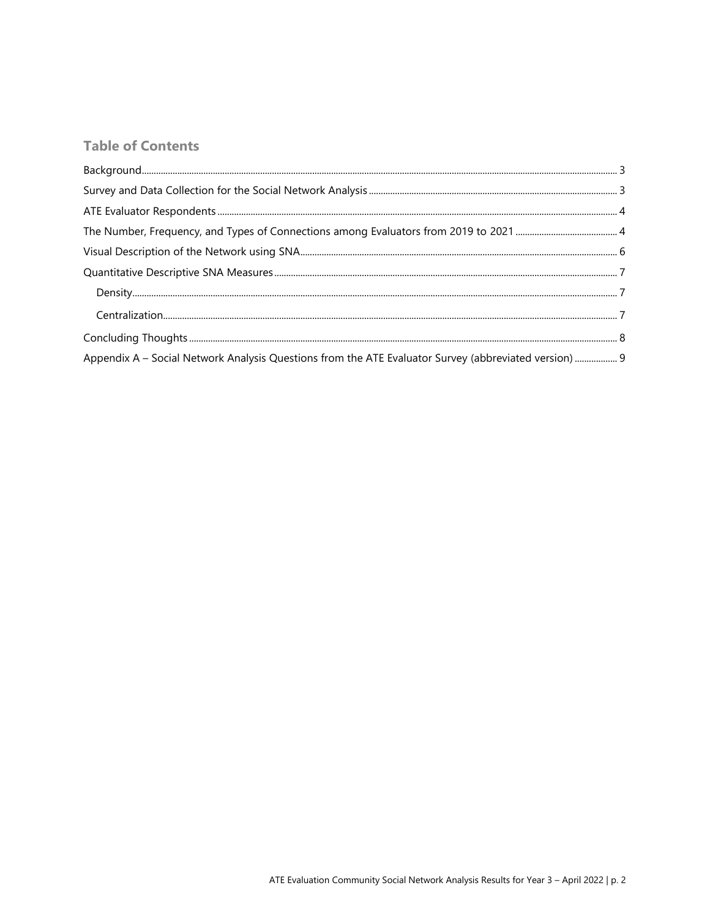## Table of Contents

Background ..... 3

Survey and Data Collection for the Social Network Analysis ..... 3

ATE Evaluator Respondents ..... 4

The Number, Frequency, and Types of Connections among Evaluators from 2019 to 2021 ..... 4

Visual Description of the Network using SNA ..... 6

Quantitative Descriptive SNA Measures ..... 7

- Density ..... 7
- Centralization ..... 7

Concluding Thoughts ..... 8

Appendix A – Social Network Analysis Questions from the ATE Evaluator Survey (abbreviated version) ..... 9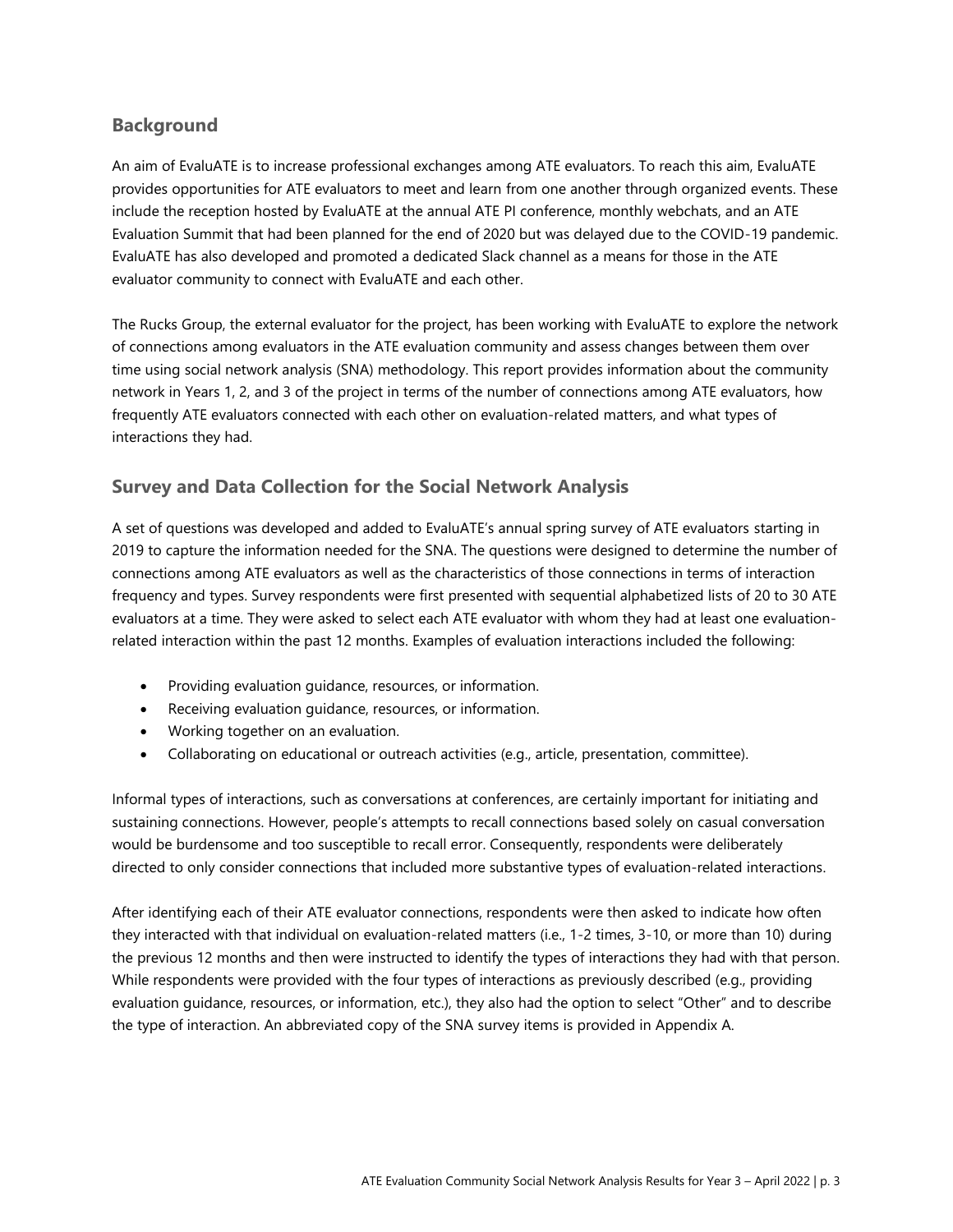## Background

An aim of EvaluATE is to increase professional exchanges among ATE evaluators. To reach this aim, EvaluATE provides opportunities for ATE evaluators to meet and learn from one another through organized events. These include the reception hosted by EvaluATE at the annual ATE PI conference, monthly webchats, and an ATE Evaluation Summit that had been planned for the end of 2020 but was delayed due to the COVID-19 pandemic. EvaluATE has also developed and promoted a dedicated Slack channel as a means for those in the ATE evaluator community to connect with EvaluATE and each other.

The Rucks Group, the external evaluator for the project, has been working with EvaluATE to explore the network of connections among evaluators in the ATE evaluation community and assess changes between them over time using social network analysis (SNA) methodology. This report provides information about the community network in Years 1, 2, and 3 of the project in terms of the number of connections among ATE evaluators, how frequently ATE evaluators connected with each other on evaluation-related matters, and what types of interactions they had.

## Survey and Data Collection for the Social Network Analysis

A set of questions was developed and added to EvaluATE's annual spring survey of ATE evaluators starting in 2019 to capture the information needed for the SNA. The questions were designed to determine the number of connections among ATE evaluators as well as the characteristics of those connections in terms of interaction frequency and types. Survey respondents were first presented with sequential alphabetized lists of 20 to 30 ATE evaluators at a time. They were asked to select each ATE evaluator with whom they had at least one evaluation-related interaction within the past 12 months. Examples of evaluation interactions included the following:

- Providing evaluation guidance, resources, or information.
- Receiving evaluation guidance, resources, or information.
- Working together on an evaluation.
- Collaborating on educational or outreach activities (e.g., article, presentation, committee).

Informal types of interactions, such as conversations at conferences, are certainly important for initiating and sustaining connections. However, people's attempts to recall connections based solely on casual conversation would be burdensome and too susceptible to recall error. Consequently, respondents were deliberately directed to only consider connections that included more substantive types of evaluation-related interactions.

After identifying each of their ATE evaluator connections, respondents were then asked to indicate how often they interacted with that individual on evaluation-related matters (i.e., 1-2 times, 3-10, or more than 10) during the previous 12 months and then were instructed to identify the types of interactions they had with that person. While respondents were provided with the four types of interactions as previously described (e.g., providing evaluation guidance, resources, or information, etc.), they also had the option to select "Other" and to describe the type of interaction. An abbreviated copy of the SNA survey items is provided in Appendix A.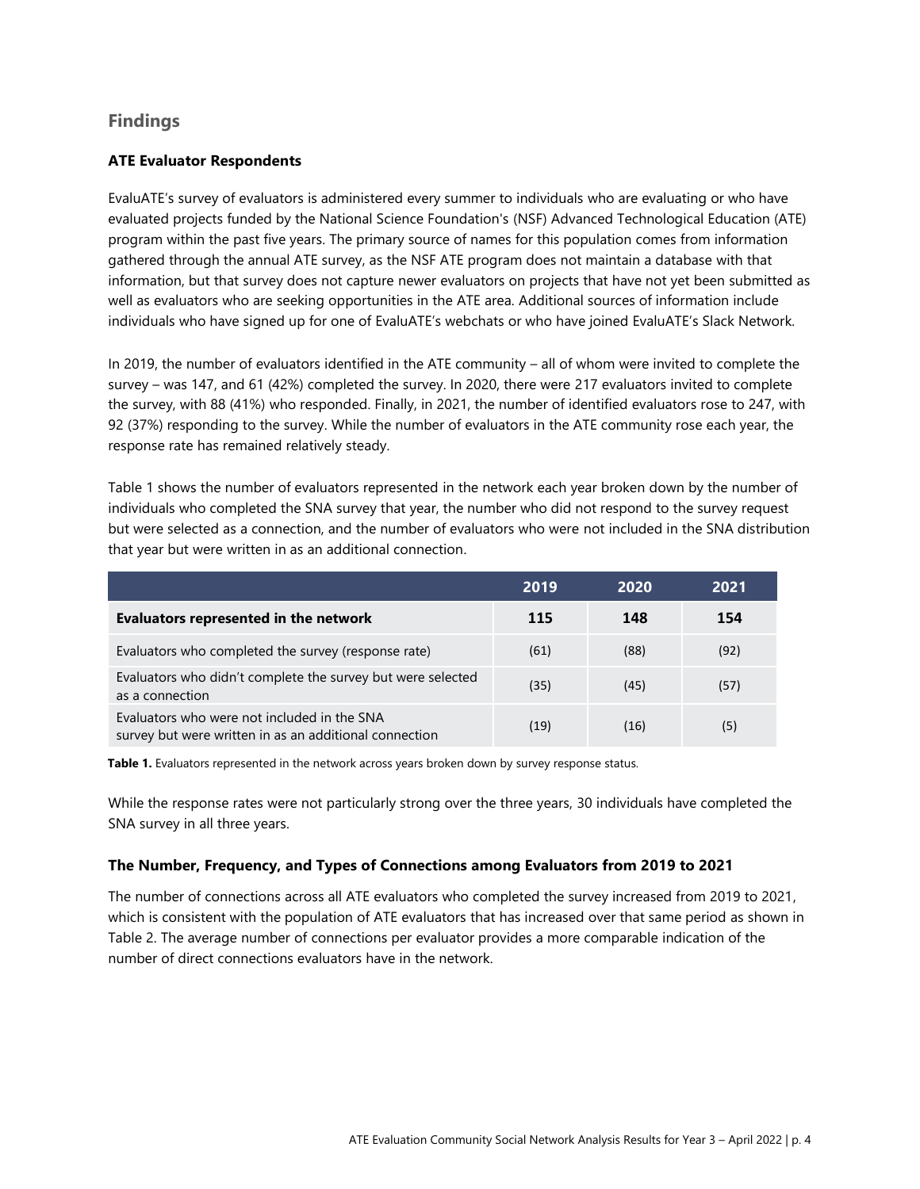## Findings

### ATE Evaluator Respondents

EvaluATE's survey of evaluators is administered every summer to individuals who are evaluating or who have evaluated projects funded by the National Science Foundation's (NSF) Advanced Technological Education (ATE) program within the past five years. The primary source of names for this population comes from information gathered through the annual ATE survey, as the NSF ATE program does not maintain a database with that information, but that survey does not capture newer evaluators on projects that have not yet been submitted as well as evaluators who are seeking opportunities in the ATE area. Additional sources of information include individuals who have signed up for one of EvaluATE's webchats or who have joined EvaluATE's Slack Network.

In 2019, the number of evaluators identified in the ATE community – all of whom were invited to complete the survey – was 147, and 61 (42%) completed the survey. In 2020, there were 217 evaluators invited to complete the survey, with 88 (41%) who responded. Finally, in 2021, the number of identified evaluators rose to 247, with 92 (37%) responding to the survey. While the number of evaluators in the ATE community rose each year, the response rate has remained relatively steady.

Table 1 shows the number of evaluators represented in the network each year broken down by the number of individuals who completed the SNA survey that year, the number who did not respond to the survey request but were selected as a connection, and the number of evaluators who were not included in the SNA distribution that year but were written in as an additional connection.

| | 2019 | 2020 | 2021 |
|---|---|---|---|
| **Evaluators represented in the network** | **115** | **148** | **154** |
| Evaluators who completed the survey (response rate) | (61) | (88) | (92) |
| Evaluators who didn't complete the survey but were selected as a connection | (35) | (45) | (57) |
| Evaluators who were not included in the SNA survey but were written in as an additional connection | (19) | (16) | (5) |

**Table 1.** Evaluators represented in the network across years broken down by survey response status.

While the response rates were not particularly strong over the three years, 30 individuals have completed the SNA survey in all three years.

### The Number, Frequency, and Types of Connections among Evaluators from 2019 to 2021

The number of connections across all ATE evaluators who completed the survey increased from 2019 to 2021, which is consistent with the population of ATE evaluators that has increased over that same period as shown in Table 2. The average number of connections per evaluator provides a more comparable indication of the number of direct connections evaluators have in the network.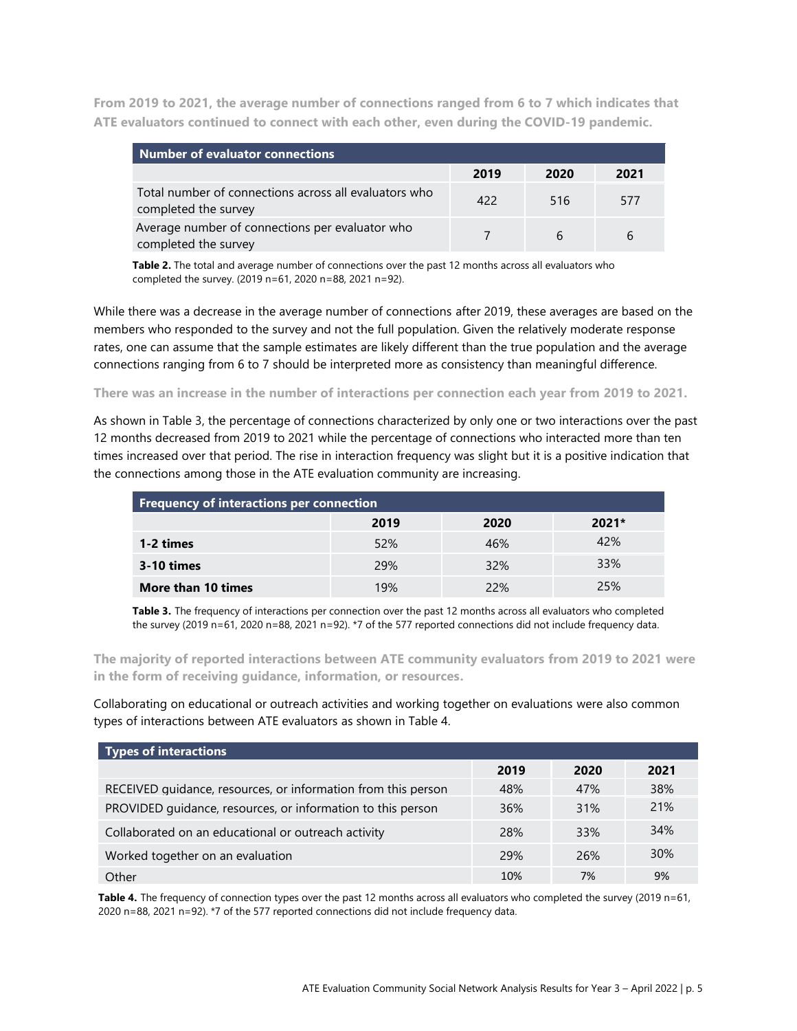**From 2019 to 2021, the average number of connections ranged from 6 to 7 which indicates that ATE evaluators continued to connect with each other, even during the COVID-19 pandemic.**

| Number of evaluator connections | | | |
|---|---|---|---|
| | 2019 | 2020 | 2021 |
| Total number of connections across all evaluators who completed the survey | 422 | 516 | 577 |
| Average number of connections per evaluator who completed the survey | 7 | 6 | 6 |

**Table 2.** The total and average number of connections over the past 12 months across all evaluators who completed the survey. (2019 n=61, 2020 n=88, 2021 n=92).

While there was a decrease in the average number of connections after 2019, these averages are based on the members who responded to the survey and not the full population. Given the relatively moderate response rates, one can assume that the sample estimates are likely different than the true population and the average connections ranging from 6 to 7 should be interpreted more as consistency than meaningful difference.

**There was an increase in the number of interactions per connection each year from 2019 to 2021.**

As shown in Table 3, the percentage of connections characterized by only one or two interactions over the past 12 months decreased from 2019 to 2021 while the percentage of connections who interacted more than ten times increased over that period. The rise in interaction frequency was slight but it is a positive indication that the connections among those in the ATE evaluation community are increasing.

| Frequency of interactions per connection | | | |
|---|---|---|---|
| | 2019 | 2020 | 2021* |
| **1-2 times** | 52% | 46% | 42% |
| **3-10 times** | 29% | 32% | 33% |
| **More than 10 times** | 19% | 22% | 25% |

**Table 3.** The frequency of interactions per connection over the past 12 months across all evaluators who completed the survey (2019 n=61, 2020 n=88, 2021 n=92). *7 of the 577 reported connections did not include frequency data.

**The majority of reported interactions between ATE community evaluators from 2019 to 2021 were in the form of receiving guidance, information, or resources.**

Collaborating on educational or outreach activities and working together on evaluations were also common types of interactions between ATE evaluators as shown in Table 4.

| Types of interactions | | | |
|---|---|---|---|
| | 2019 | 2020 | 2021 |
| RECEIVED guidance, resources, or information from this person | 48% | 47% | 38% |
| PROVIDED guidance, resources, or information to this person | 36% | 31% | 21% |
| Collaborated on an educational or outreach activity | 28% | 33% | 34% |
| Worked together on an evaluation | 29% | 26% | 30% |
| Other | 10% | 7% | 9% |

**Table 4.** The frequency of connection types over the past 12 months across all evaluators who completed the survey (2019 n=61, 2020 n=88, 2021 n=92). *7 of the 577 reported connections did not include frequency data.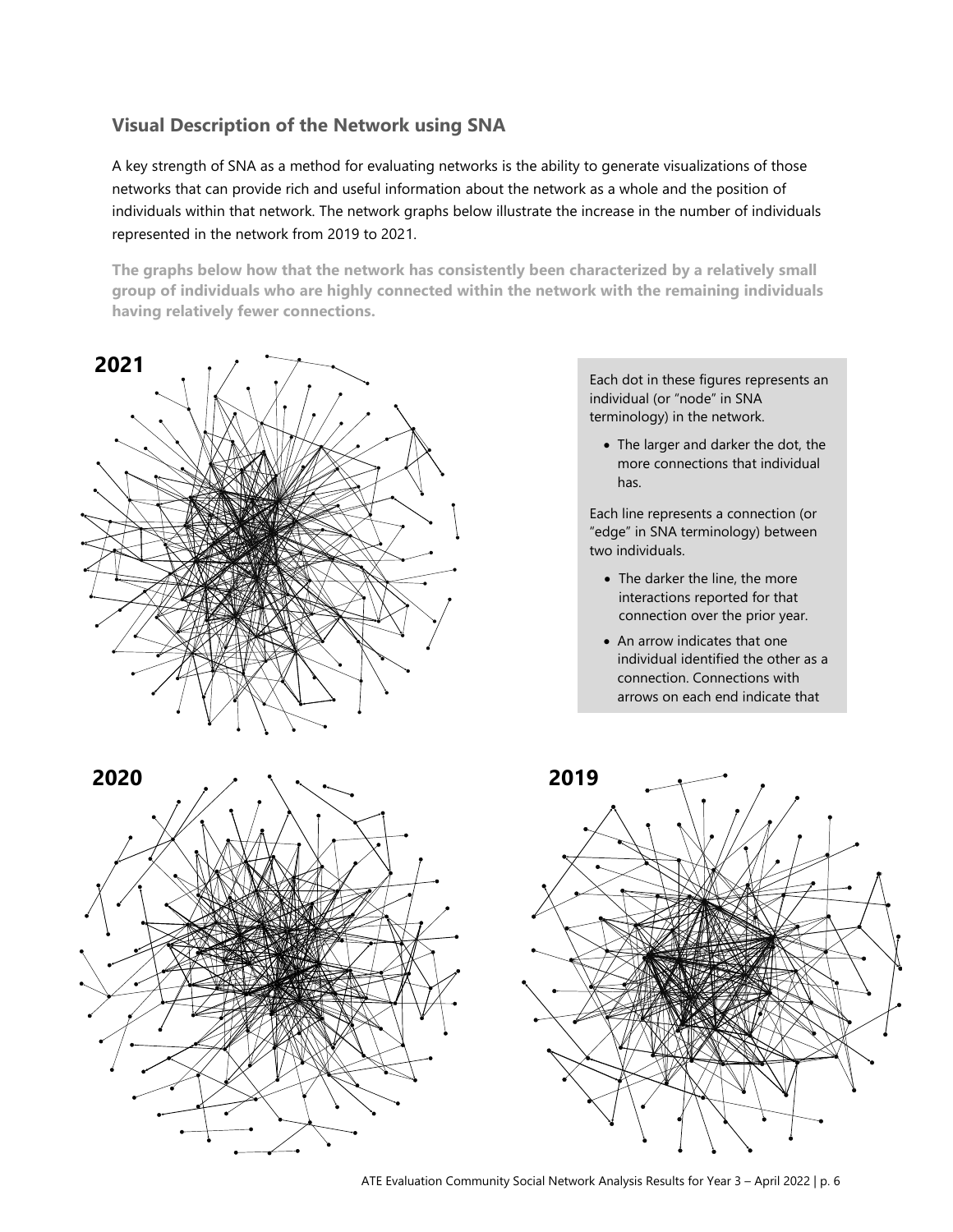## Visual Description of the Network using SNA

A key strength of SNA as a method for evaluating networks is the ability to generate visualizations of those networks that can provide rich and useful information about the network as a whole and the position of individuals within that network. The network graphs below illustrate the increase in the number of individuals represented in the network from 2019 to 2021.

**The graphs below how that the network has consistently been characterized by a relatively small group of individuals who are highly connected within the network with the remaining individuals having relatively fewer connections.**

**2021**

Each dot in these figures represents an individual (or "node" in SNA terminology) in the network.

- The larger and darker the dot, the more connections that individual has.

Each line represents a connection (or "edge" in SNA terminology) between two individuals.

- The darker the line, the more interactions reported for that connection over the prior year.
- An arrow indicates that one individual identified the other as a connection. Connections with arrows on each end indicate that

**2020**

**2019**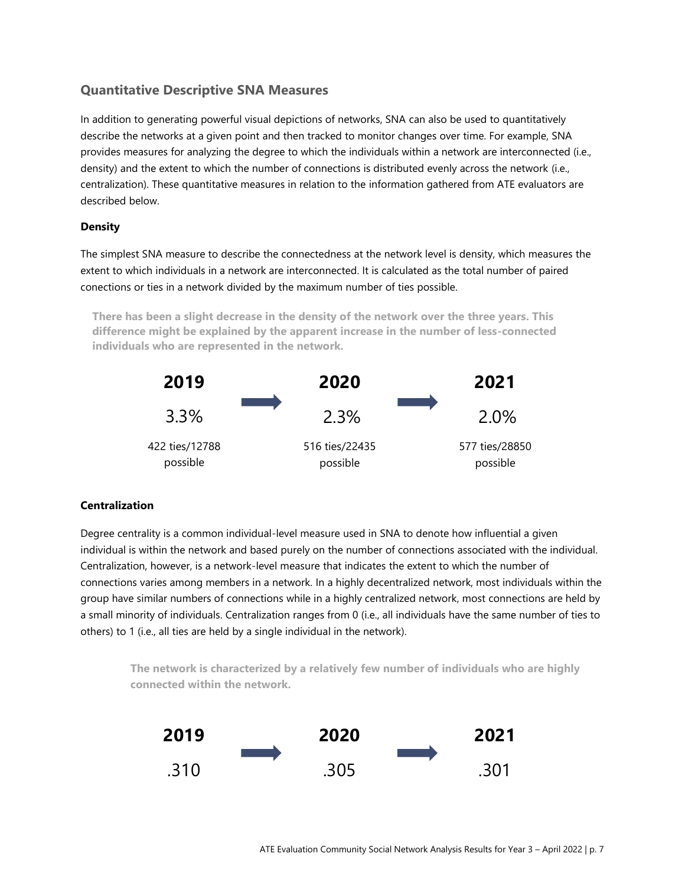## Quantitative Descriptive SNA Measures

In addition to generating powerful visual depictions of networks, SNA can also be used to quantitatively describe the networks at a given point and then tracked to monitor changes over time. For example, SNA provides measures for analyzing the degree to which the individuals within a network are interconnected (i.e., density) and the extent to which the number of connections is distributed evenly across the network (i.e., centralization). These quantitative measures in relation to the information gathered from ATE evaluators are described below.

### Density

The simplest SNA measure to describe the connectedness at the network level is density, which measures the extent to which individuals in a network are interconnected. It is calculated as the total number of paired conections or ties in a network divided by the maximum number of ties possible.

**There has been a slight decrease in the density of the network over the three years. This difference might be explained by the apparent increase in the number of less-connected individuals who are represented in the network.**

| **2019** | → | **2020** | → | **2021** |
|---|---|---|---|---|
| 3.3% | | 2.3% | | 2.0% |
| 422 ties/12788 possible | | 516 ties/22435 possible | | 577 ties/28850 possible |

### Centralization

Degree centrality is a common individual-level measure used in SNA to denote how influential a given individual is within the network and based purely on the number of connections associated with the individual. Centralization, however, is a network-level measure that indicates the extent to which the number of connections varies among members in a network. In a highly decentralized network, most individuals within the group have similar numbers of connections while in a highly centralized network, most connections are held by a small minority of individuals. Centralization ranges from 0 (i.e., all individuals have the same number of ties to others) to 1 (i.e., all ties are held by a single individual in the network).

**The network is characterized by a relatively few number of individuals who are highly connected within the network.**

| **2019** | → | **2020** | → | **2021** |
|---|---|---|---|---|
| .310 | | .305 | | .301 |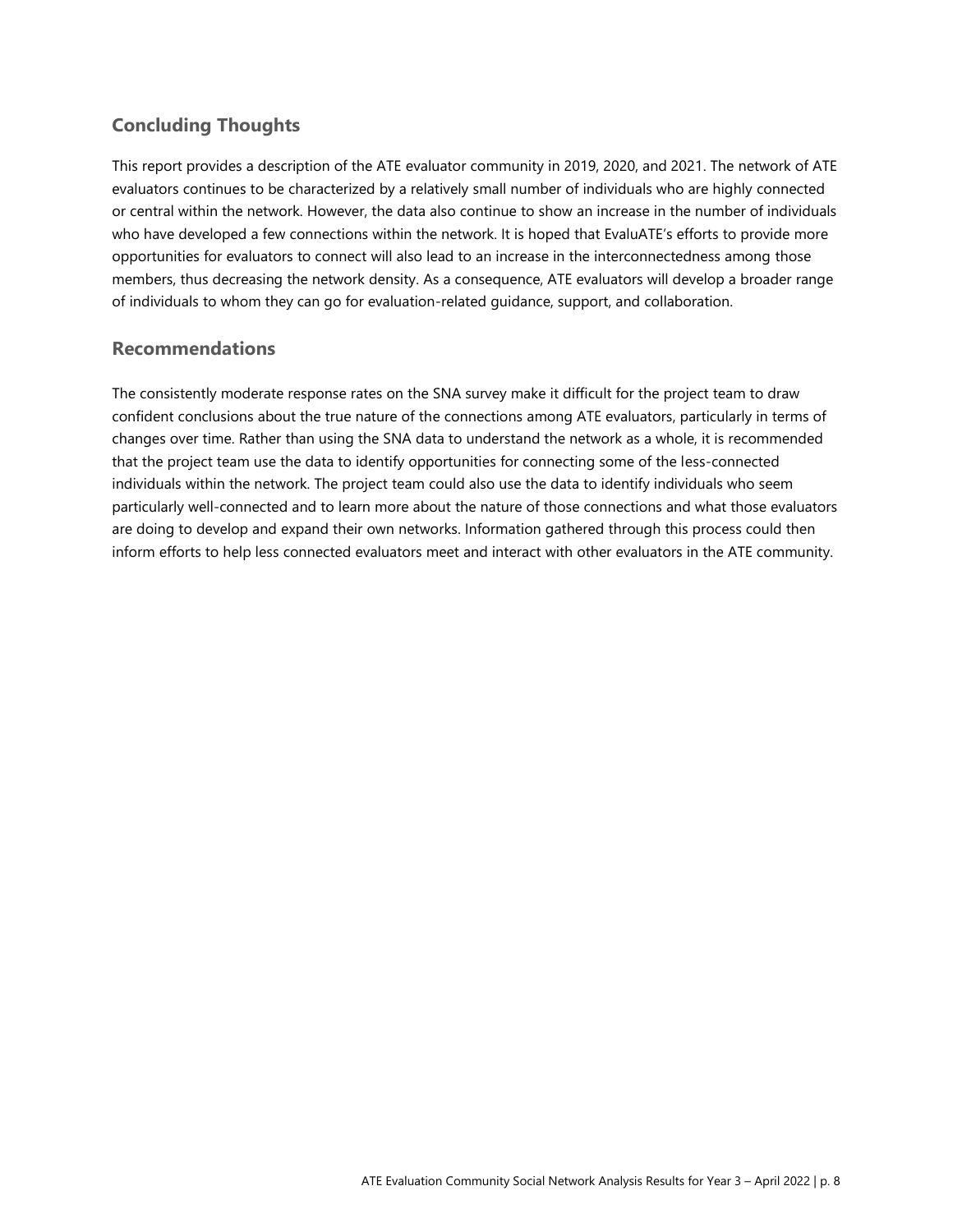## Concluding Thoughts

This report provides a description of the ATE evaluator community in 2019, 2020, and 2021. The network of ATE evaluators continues to be characterized by a relatively small number of individuals who are highly connected or central within the network. However, the data also continue to show an increase in the number of individuals who have developed a few connections within the network. It is hoped that EvaluATE's efforts to provide more opportunities for evaluators to connect will also lead to an increase in the interconnectedness among those members, thus decreasing the network density. As a consequence, ATE evaluators will develop a broader range of individuals to whom they can go for evaluation-related guidance, support, and collaboration.

## Recommendations

The consistently moderate response rates on the SNA survey make it difficult for the project team to draw confident conclusions about the true nature of the connections among ATE evaluators, particularly in terms of changes over time. Rather than using the SNA data to understand the network as a whole, it is recommended that the project team use the data to identify opportunities for connecting some of the less-connected individuals within the network. The project team could also use the data to identify individuals who seem particularly well-connected and to learn more about the nature of those connections and what those evaluators are doing to develop and expand their own networks. Information gathered through this process could then inform efforts to help less connected evaluators meet and interact with other evaluators in the ATE community.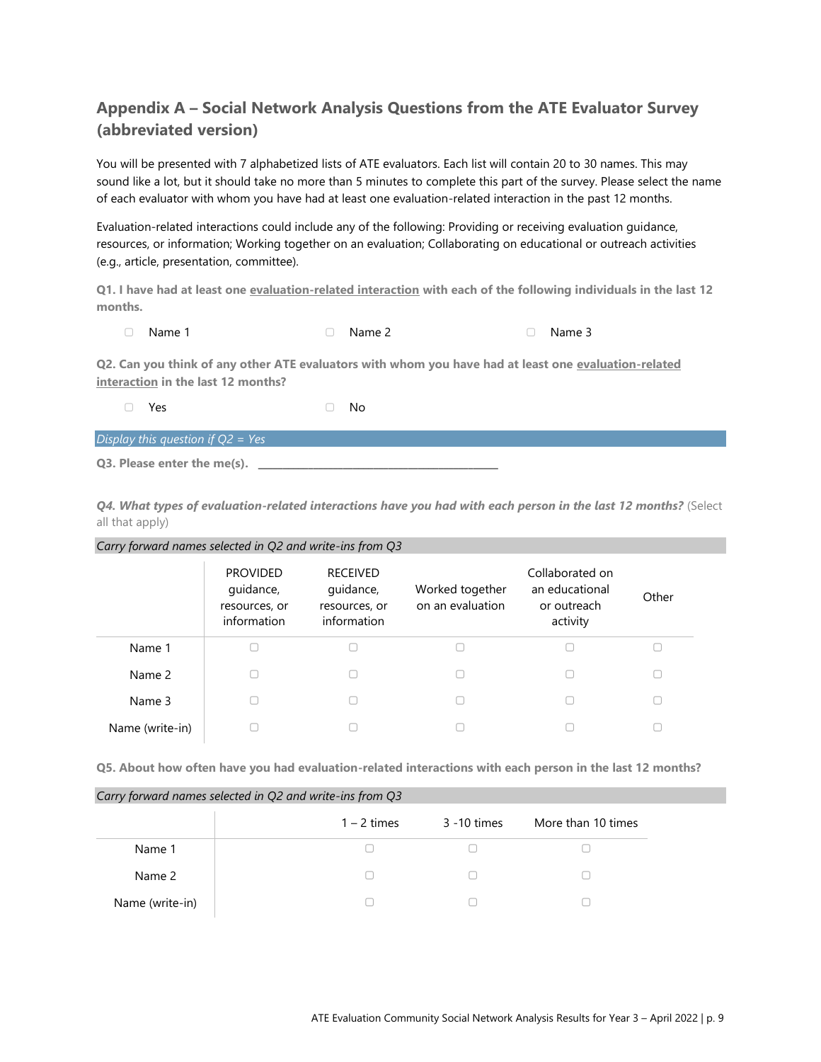## Appendix A – Social Network Analysis Questions from the ATE Evaluator Survey (abbreviated version)

You will be presented with 7 alphabetized lists of ATE evaluators. Each list will contain 20 to 30 names. This may sound like a lot, but it should take no more than 5 minutes to complete this part of the survey. Please select the name of each evaluator with whom you have had at least one evaluation-related interaction in the past 12 months.

Evaluation-related interactions could include any of the following: Providing or receiving evaluation guidance, resources, or information; Working together on an evaluation; Collaborating on educational or outreach activities (e.g., article, presentation, committee).

**Q1. I have had at least one evaluation-related interaction with each of the following individuals in the last 12 months.**

- ☐ Name 1
- ☐ Name 2
- ☐ Name 3

**Q2. Can you think of any other ATE evaluators with whom you have had at least one evaluation-related interaction in the last 12 months?**

- ☐ Yes
- ☐ No

*Display this question if Q2 = Yes*

**Q3. Please enter the me(s).** ____________________

***Q4. What types of evaluation-related interactions have you had with each person in the last 12 months?*** (Select all that apply)

*Carry forward names selected in Q2 and write-ins from Q3*

| | PROVIDED guidance, resources, or information | RECEIVED guidance, resources, or information | Worked together on an evaluation | Collaborated on an educational or outreach activity | Other |
|---|---|---|---|---|---|
| Name 1 | ☐ | ☐ | ☐ | ☐ | ☐ |
| Name 2 | ☐ | ☐ | ☐ | ☐ | ☐ |
| Name 3 | ☐ | ☐ | ☐ | ☐ | ☐ |
| Name (write-in) | ☐ | ☐ | ☐ | ☐ | ☐ |

**Q5. About how often have you had evaluation-related interactions with each person in the last 12 months?**

*Carry forward names selected in Q2 and write-ins from Q3*

| | 1 – 2 times | 3 -10 times | More than 10 times |
|---|---|---|---|
| Name 1 | ☐ | ☐ | ☐ |
| Name 2 | ☐ | ☐ | ☐ |
| Name (write-in) | ☐ | ☐ | ☐ |